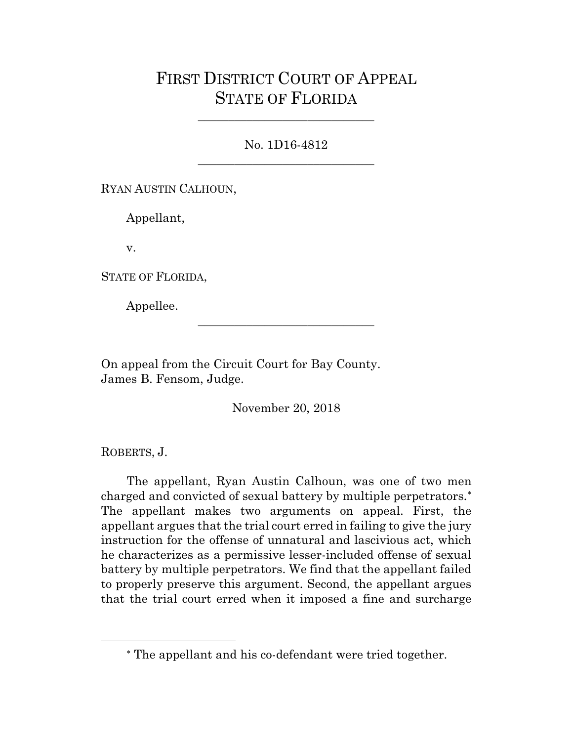# FIRST DISTRICT COURT OF APPEAL STATE OF FLORIDA

---

No. 1D16-4812

---

RYAN AUSTIN CALHOUN,

Appellant,

v.

STATE OF FLORIDA,

Appellee.

---

On appeal from the Circuit Court for Bay County.
James B. Fensom, Judge.

November 20, 2018

ROBERTS, J.

The appellant, Ryan Austin Calhoun, was one of two men charged and convicted of sexual battery by multiple perpetrators.[*] The appellant makes two arguments on appeal. First, the appellant argues that the trial court erred in failing to give the jury instruction for the offense of unnatural and lascivious act, which he characterizes as a permissive lesser-included offense of sexual battery by multiple perpetrators. We find that the appellant failed to properly preserve this argument. Second, the appellant argues that the trial court erred when it imposed a fine and surcharge

---

[*] The appellant and his co-defendant were tried together.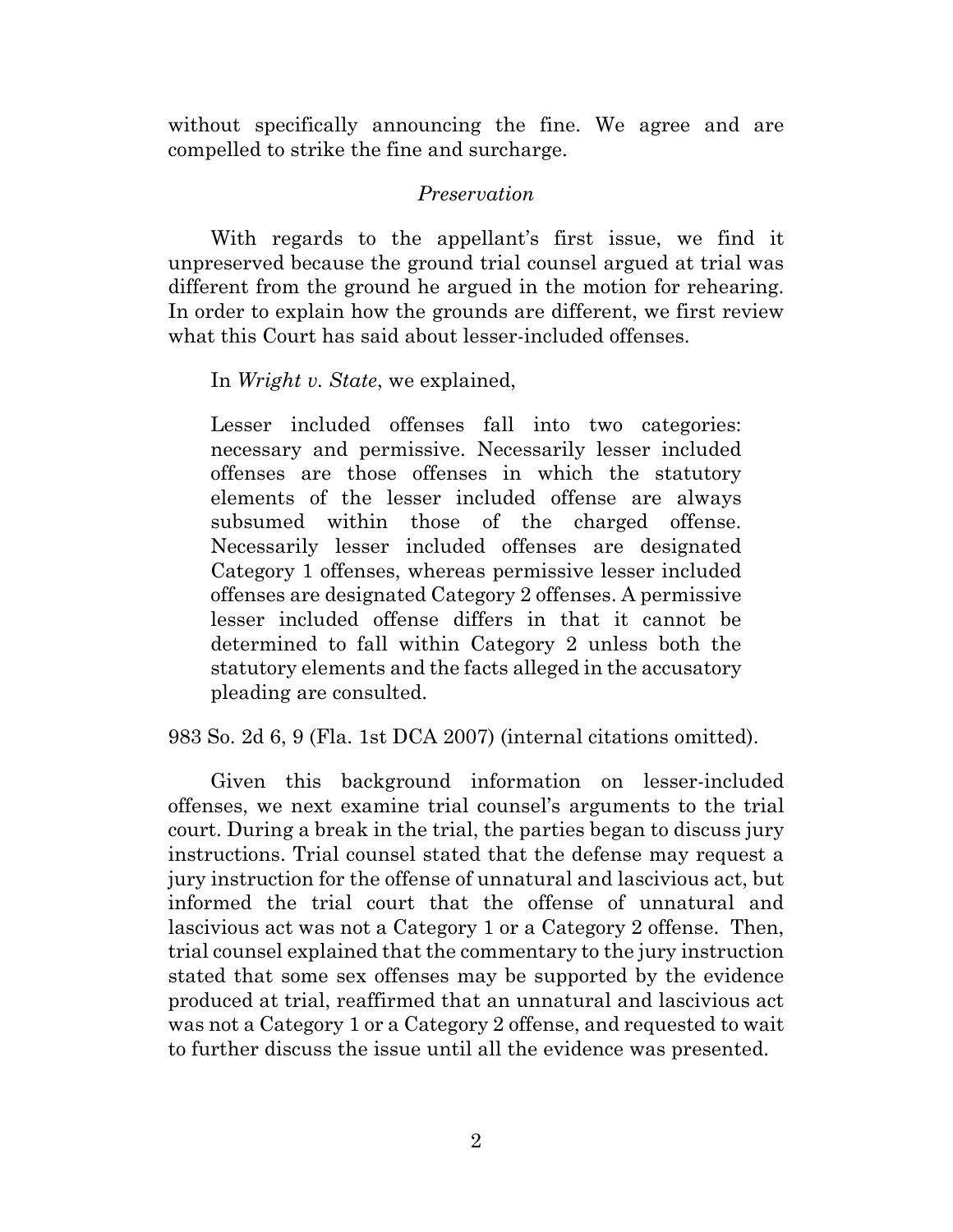without specifically announcing the fine. We agree and are compelled to strike the fine and surcharge.

*Preservation*

With regards to the appellant's first issue, we find it unpreserved because the ground trial counsel argued at trial was different from the ground he argued in the motion for rehearing. In order to explain how the grounds are different, we first review what this Court has said about lesser-included offenses.

In *Wright v. State*, we explained,

> Lesser included offenses fall into two categories: necessary and permissive. Necessarily lesser included offenses are those offenses in which the statutory elements of the lesser included offense are always subsumed within those of the charged offense. Necessarily lesser included offenses are designated Category 1 offenses, whereas permissive lesser included offenses are designated Category 2 offenses. A permissive lesser included offense differs in that it cannot be determined to fall within Category 2 unless both the statutory elements and the facts alleged in the accusatory pleading are consulted.

983 So. 2d 6, 9 (Fla. 1st DCA 2007) (internal citations omitted).

Given this background information on lesser-included offenses, we next examine trial counsel's arguments to the trial court. During a break in the trial, the parties began to discuss jury instructions. Trial counsel stated that the defense may request a jury instruction for the offense of unnatural and lascivious act, but informed the trial court that the offense of unnatural and lascivious act was not a Category 1 or a Category 2 offense. Then, trial counsel explained that the commentary to the jury instruction stated that some sex offenses may be supported by the evidence produced at trial, reaffirmed that an unnatural and lascivious act was not a Category 1 or a Category 2 offense, and requested to wait to further discuss the issue until all the evidence was presented.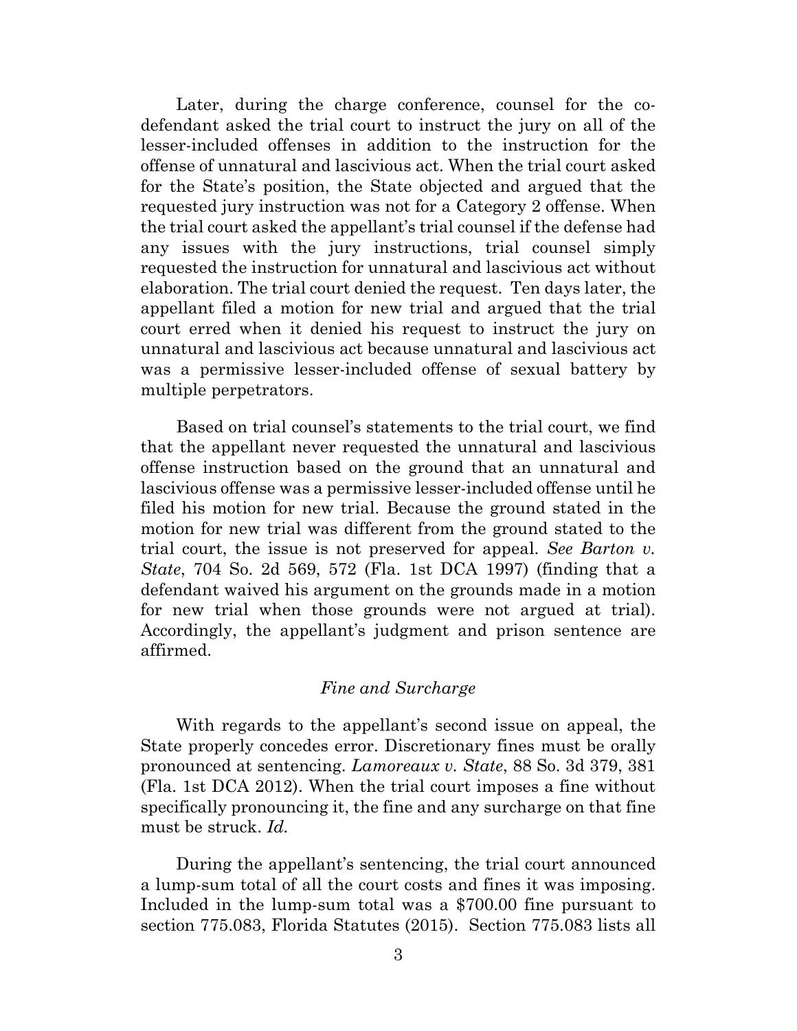Later, during the charge conference, counsel for the co-defendant asked the trial court to instruct the jury on all of the lesser-included offenses in addition to the instruction for the offense of unnatural and lascivious act. When the trial court asked for the State's position, the State objected and argued that the requested jury instruction was not for a Category 2 offense. When the trial court asked the appellant's trial counsel if the defense had any issues with the jury instructions, trial counsel simply requested the instruction for unnatural and lascivious act without elaboration. The trial court denied the request. Ten days later, the appellant filed a motion for new trial and argued that the trial court erred when it denied his request to instruct the jury on unnatural and lascivious act because unnatural and lascivious act was a permissive lesser-included offense of sexual battery by multiple perpetrators.

Based on trial counsel's statements to the trial court, we find that the appellant never requested the unnatural and lascivious offense instruction based on the ground that an unnatural and lascivious offense was a permissive lesser-included offense until he filed his motion for new trial. Because the ground stated in the motion for new trial was different from the ground stated to the trial court, the issue is not preserved for appeal. *See Barton v. State*, 704 So. 2d 569, 572 (Fla. 1st DCA 1997) (finding that a defendant waived his argument on the grounds made in a motion for new trial when those grounds were not argued at trial). Accordingly, the appellant's judgment and prison sentence are affirmed.

### *Fine and Surcharge*

With regards to the appellant's second issue on appeal, the State properly concedes error. Discretionary fines must be orally pronounced at sentencing. *Lamoreaux v. State*, 88 So. 3d 379, 381 (Fla. 1st DCA 2012). When the trial court imposes a fine without specifically pronouncing it, the fine and any surcharge on that fine must be struck. *Id.*

During the appellant's sentencing, the trial court announced a lump-sum total of all the court costs and fines it was imposing. Included in the lump-sum total was a $700.00 fine pursuant to section 775.083, Florida Statutes (2015). Section 775.083 lists all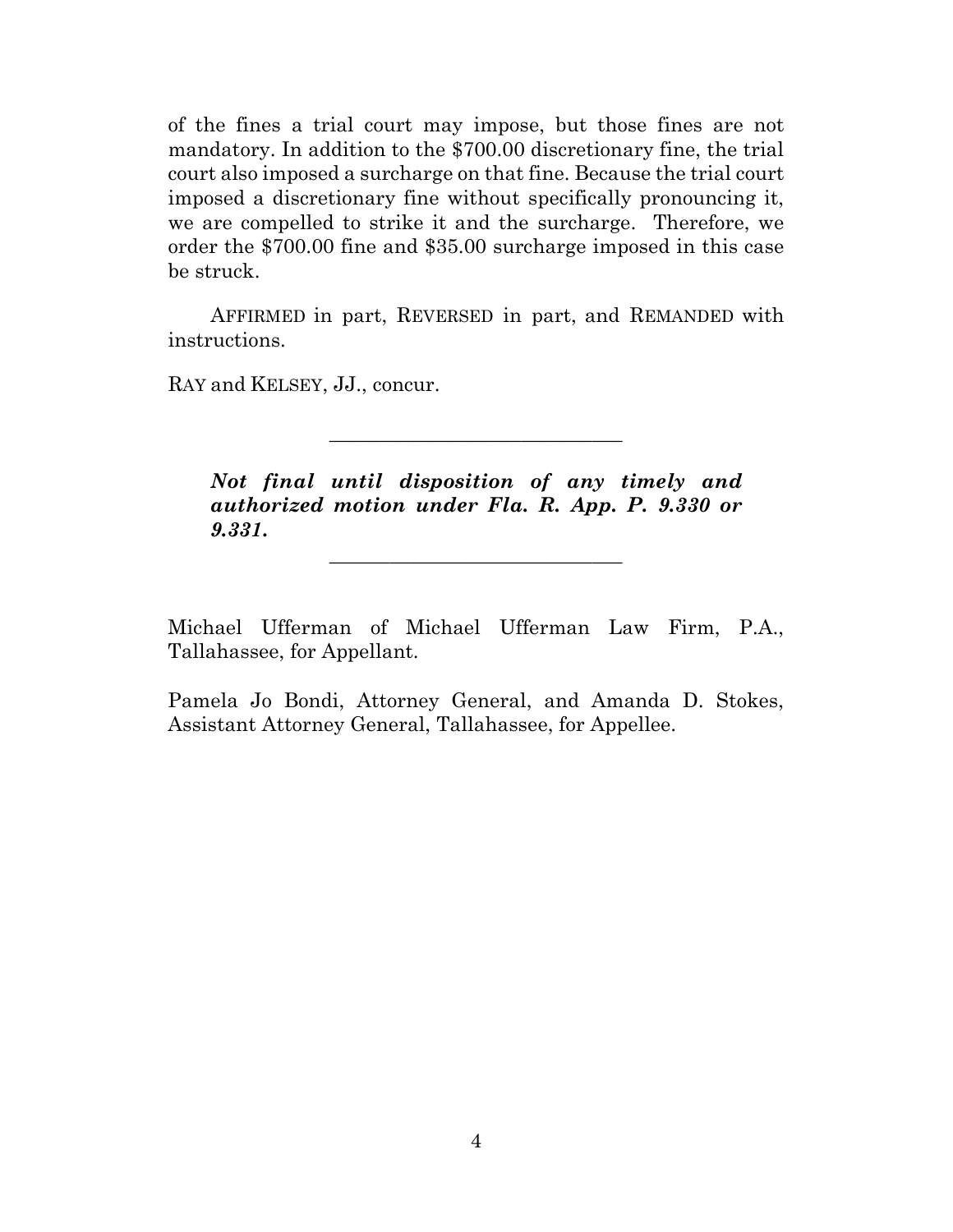of the fines a trial court may impose, but those fines are not mandatory. In addition to the $700.00 discretionary fine, the trial court also imposed a surcharge on that fine. Because the trial court imposed a discretionary fine without specifically pronouncing it, we are compelled to strike it and the surcharge. Therefore, we order the $700.00 fine and $35.00 surcharge imposed in this case be struck.

AFFIRMED in part, REVERSED in part, and REMANDED with instructions.

RAY and KELSEY, JJ., concur.

---

***Not final until disposition of any timely and authorized motion under Fla. R. App. P. 9.330 or 9.331.***

---

Michael Ufferman of Michael Ufferman Law Firm, P.A., Tallahassee, for Appellant.

Pamela Jo Bondi, Attorney General, and Amanda D. Stokes, Assistant Attorney General, Tallahassee, for Appellee.